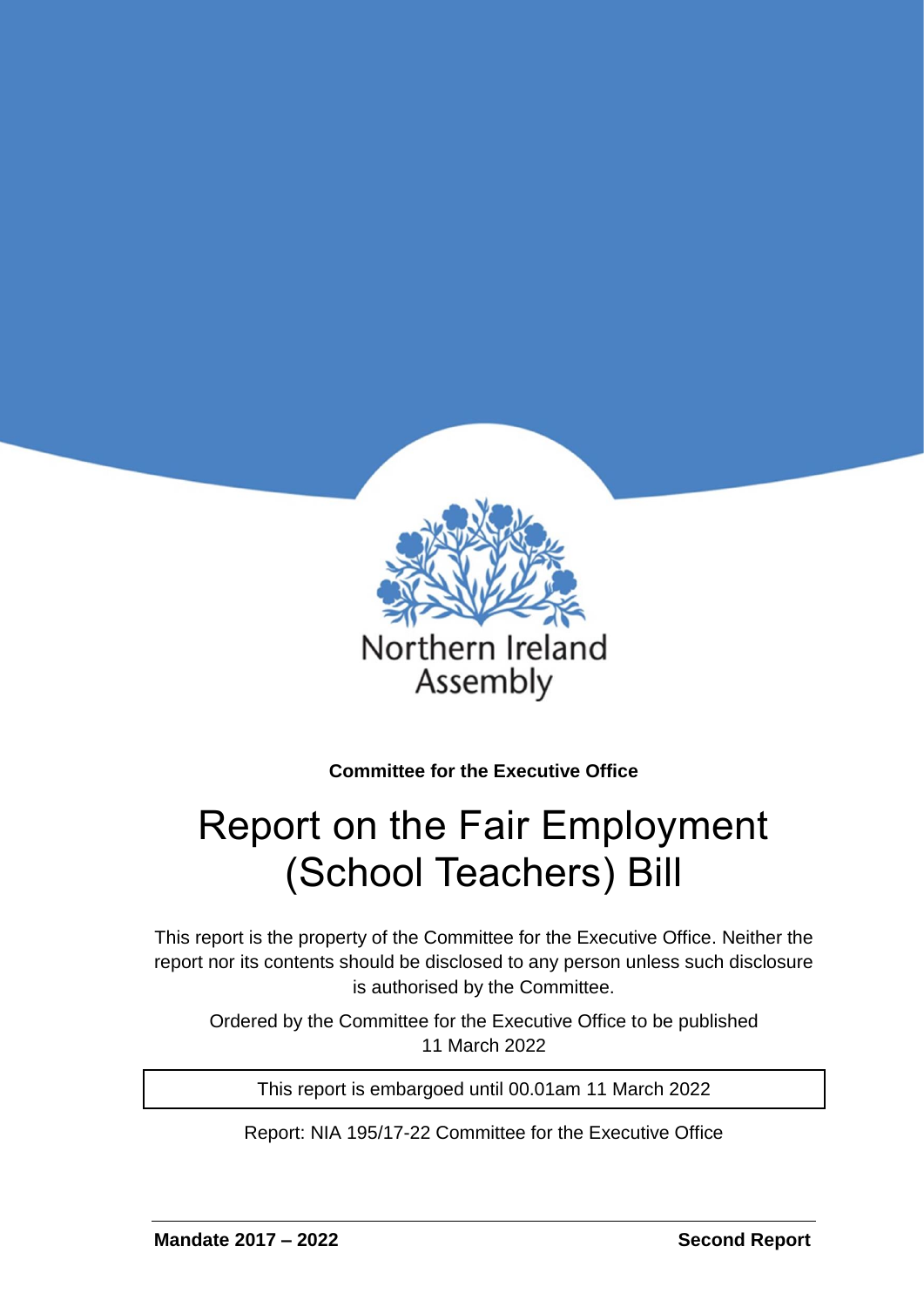Northern Ireland Assembly

**Committee for the Executive Office**

# Report on the Fair Employment (School Teachers) Bill

This report is the property of the Committee for the Executive Office. Neither the report nor its contents should be disclosed to any person unless such disclosure is authorised by the Committee.

Ordered by the Committee for the Executive Office to be published 11 March 2022

This report is embargoed until 00.01am 11 March 2022

Report: NIA 195/17-22 Committee for the Executive Office

**Mandate 2017 – 2022** **Second Report**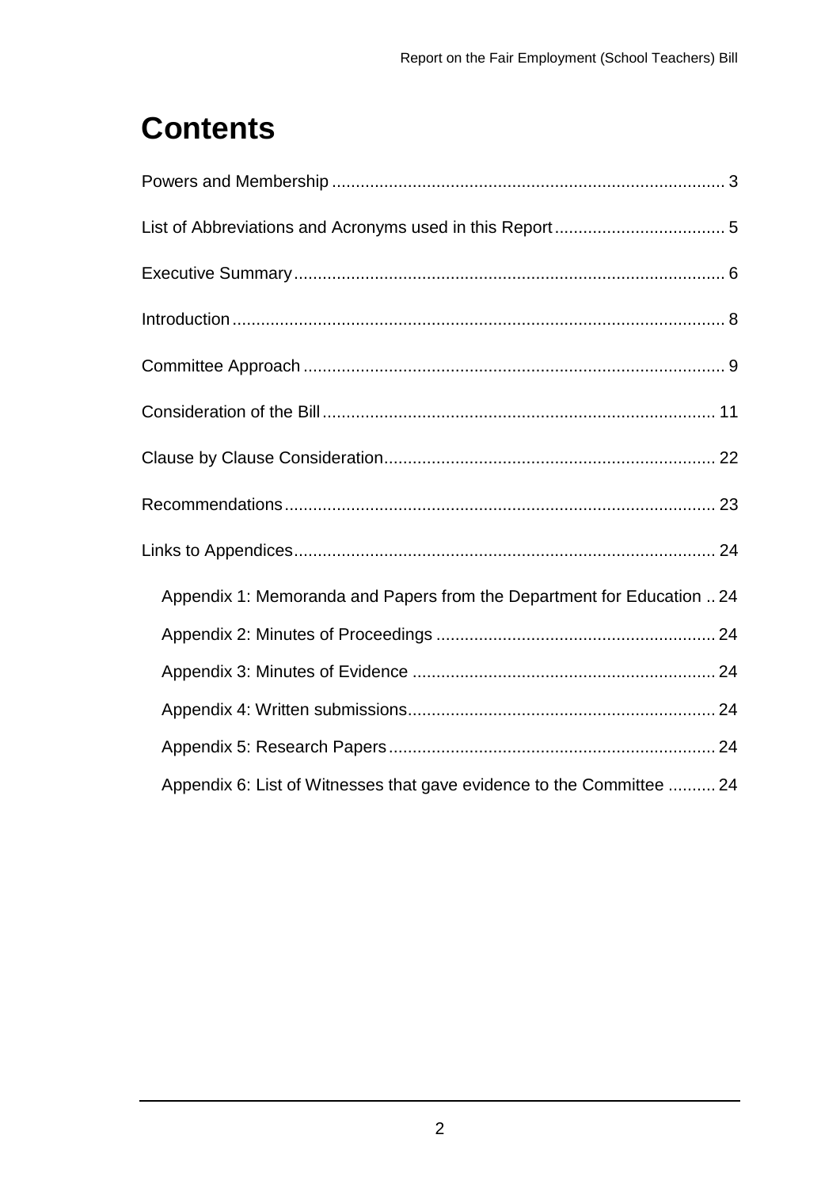# Contents

Powers and Membership .................................................................................. 3

List of Abbreviations and Acronyms used in this Report .................................... 5

Executive Summary .......................................................................................... 6

Introduction ...................................................................................................... 8

Committee Approach ........................................................................................ 9

Consideration of the Bill .................................................................................. 11

Clause by Clause Consideration ..................................................................... 22

Recommendations .......................................................................................... 23

Links to Appendices ........................................................................................ 24

- Appendix 1: Memoranda and Papers from the Department for Education .. 24
- Appendix 2: Minutes of Proceedings ........................................................... 24
- Appendix 3: Minutes of Evidence ................................................................ 24
- Appendix 4: Written submissions ................................................................. 24
- Appendix 5: Research Papers ..................................................................... 24
- Appendix 6: List of Witnesses that gave evidence to the Committee .......... 24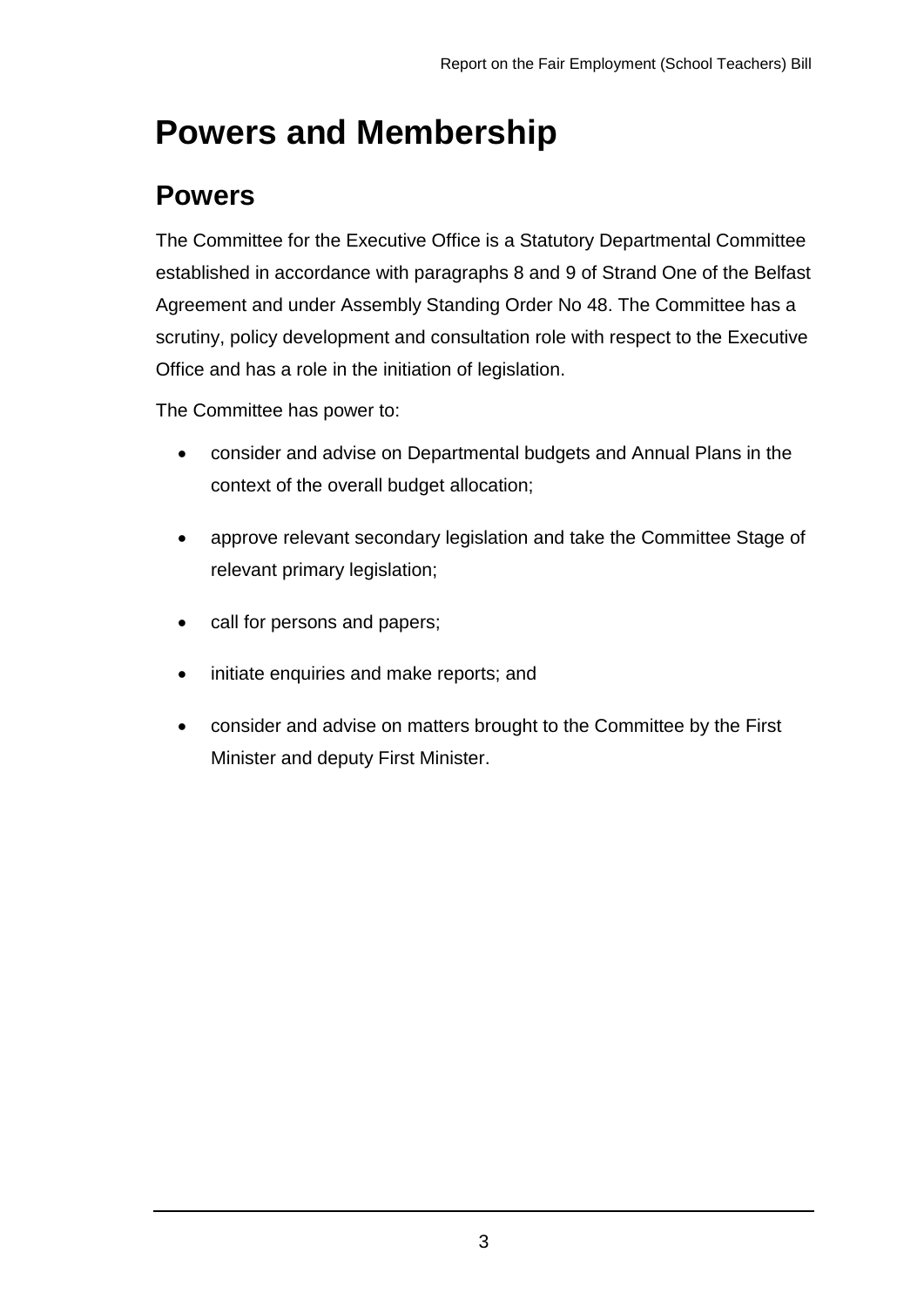# Powers and Membership

## Powers

The Committee for the Executive Office is a Statutory Departmental Committee established in accordance with paragraphs 8 and 9 of Strand One of the Belfast Agreement and under Assembly Standing Order No 48. The Committee has a scrutiny, policy development and consultation role with respect to the Executive Office and has a role in the initiation of legislation.

The Committee has power to:

- consider and advise on Departmental budgets and Annual Plans in the context of the overall budget allocation;
- approve relevant secondary legislation and take the Committee Stage of relevant primary legislation;
- call for persons and papers;
- initiate enquiries and make reports; and
- consider and advise on matters brought to the Committee by the First Minister and deputy First Minister.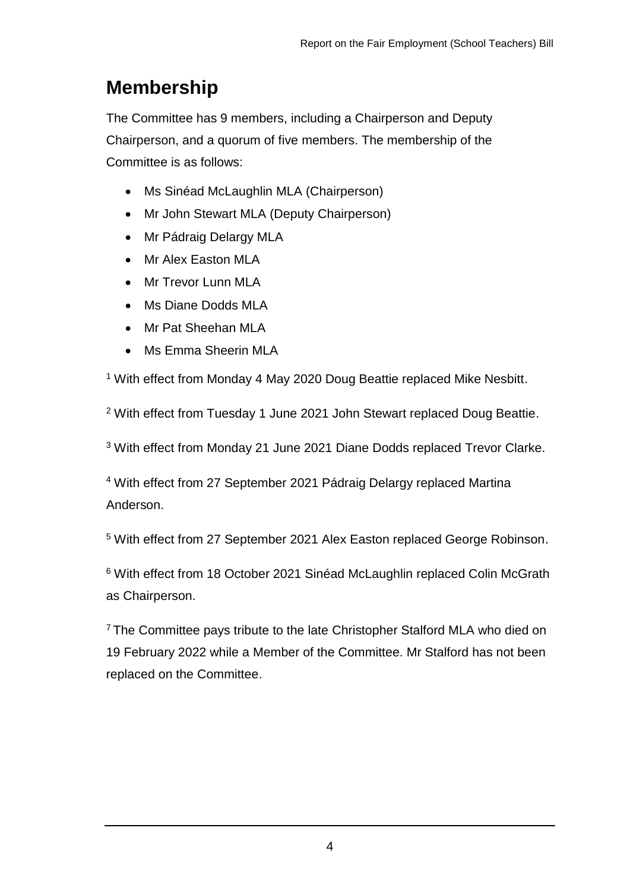## Membership

The Committee has 9 members, including a Chairperson and Deputy Chairperson, and a quorum of five members. The membership of the Committee is as follows:

- Ms Sinéad McLaughlin MLA (Chairperson)
- Mr John Stewart MLA (Deputy Chairperson)
- Mr Pádraig Delargy MLA
- Mr Alex Easton MLA
- Mr Trevor Lunn MLA
- Ms Diane Dodds MLA
- Mr Pat Sheehan MLA
- Ms Emma Sheerin MLA

[1] With effect from Monday 4 May 2020 Doug Beattie replaced Mike Nesbitt.

[2] With effect from Tuesday 1 June 2021 John Stewart replaced Doug Beattie.

[3] With effect from Monday 21 June 2021 Diane Dodds replaced Trevor Clarke.

[4] With effect from 27 September 2021 Pádraig Delargy replaced Martina Anderson.

[5] With effect from 27 September 2021 Alex Easton replaced George Robinson.

[6] With effect from 18 October 2021 Sinéad McLaughlin replaced Colin McGrath as Chairperson.

[7] The Committee pays tribute to the late Christopher Stalford MLA who died on 19 February 2022 while a Member of the Committee. Mr Stalford has not been replaced on the Committee.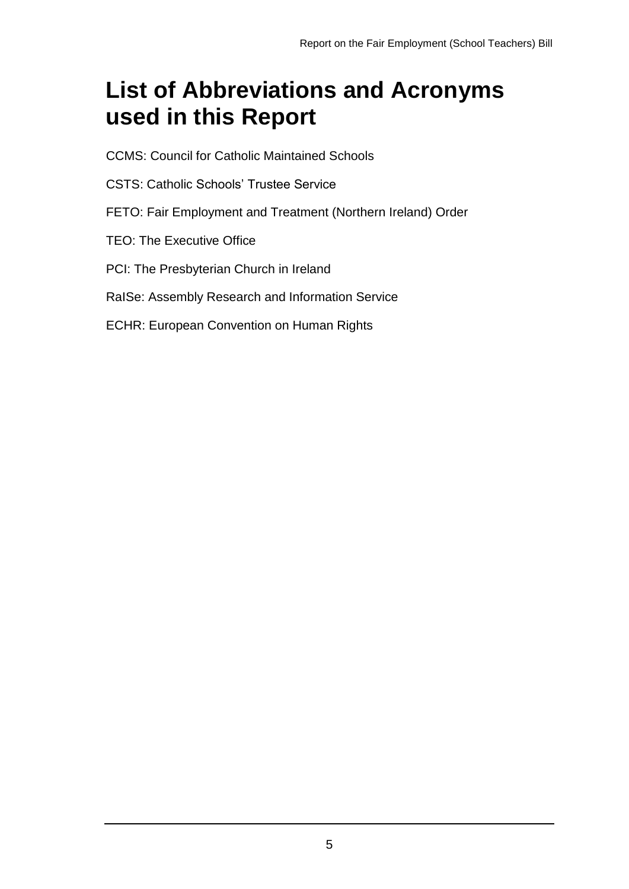# List of Abbreviations and Acronyms used in this Report

CCMS: Council for Catholic Maintained Schools

CSTS: Catholic Schools' Trustee Service

FETO: Fair Employment and Treatment (Northern Ireland) Order

TEO: The Executive Office

PCI: The Presbyterian Church in Ireland

RaISe: Assembly Research and Information Service

ECHR: European Convention on Human Rights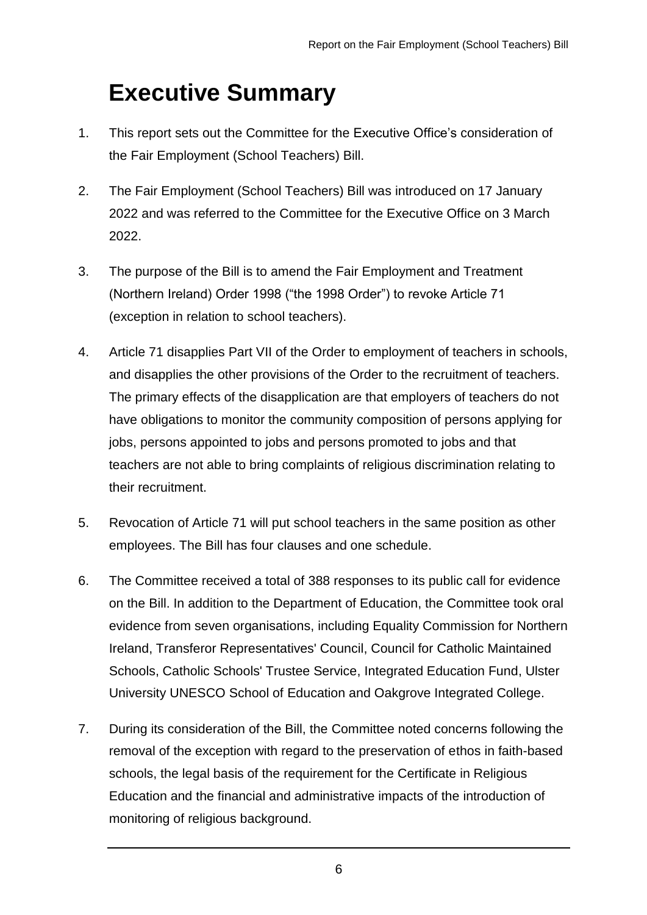# Executive Summary

1. This report sets out the Committee for the Executive Office's consideration of the Fair Employment (School Teachers) Bill.

2. The Fair Employment (School Teachers) Bill was introduced on 17 January 2022 and was referred to the Committee for the Executive Office on 3 March 2022.

3. The purpose of the Bill is to amend the Fair Employment and Treatment (Northern Ireland) Order 1998 ("the 1998 Order") to revoke Article 71 (exception in relation to school teachers).

4. Article 71 disapplies Part VII of the Order to employment of teachers in schools, and disapplies the other provisions of the Order to the recruitment of teachers. The primary effects of the disapplication are that employers of teachers do not have obligations to monitor the community composition of persons applying for jobs, persons appointed to jobs and persons promoted to jobs and that teachers are not able to bring complaints of religious discrimination relating to their recruitment.

5. Revocation of Article 71 will put school teachers in the same position as other employees. The Bill has four clauses and one schedule.

6. The Committee received a total of 388 responses to its public call for evidence on the Bill. In addition to the Department of Education, the Committee took oral evidence from seven organisations, including Equality Commission for Northern Ireland, Transferor Representatives' Council, Council for Catholic Maintained Schools, Catholic Schools' Trustee Service, Integrated Education Fund, Ulster University UNESCO School of Education and Oakgrove Integrated College.

7. During its consideration of the Bill, the Committee noted concerns following the removal of the exception with regard to the preservation of ethos in faith-based schools, the legal basis of the requirement for the Certificate in Religious Education and the financial and administrative impacts of the introduction of monitoring of religious background.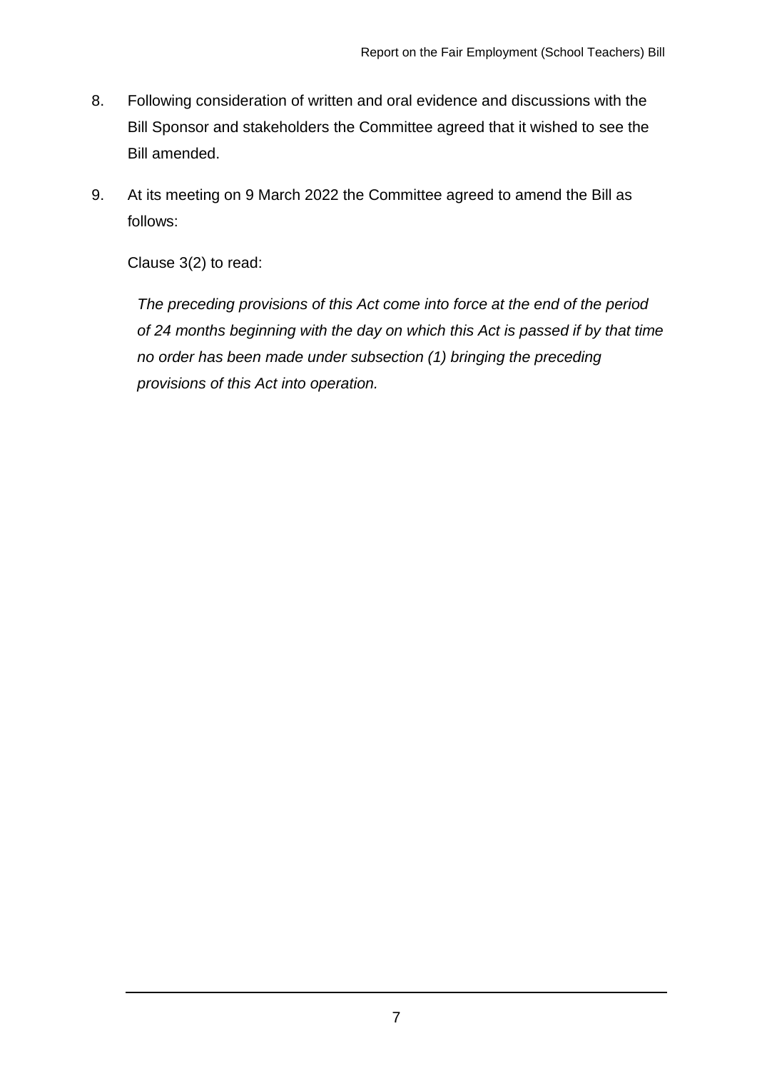8. Following consideration of written and oral evidence and discussions with the Bill Sponsor and stakeholders the Committee agreed that it wished to see the Bill amended.

9. At its meeting on 9 March 2022 the Committee agreed to amend the Bill as follows:

   Clause 3(2) to read:

   *The preceding provisions of this Act come into force at the end of the period of 24 months beginning with the day on which this Act is passed if by that time no order has been made under subsection (1) bringing the preceding provisions of this Act into operation.*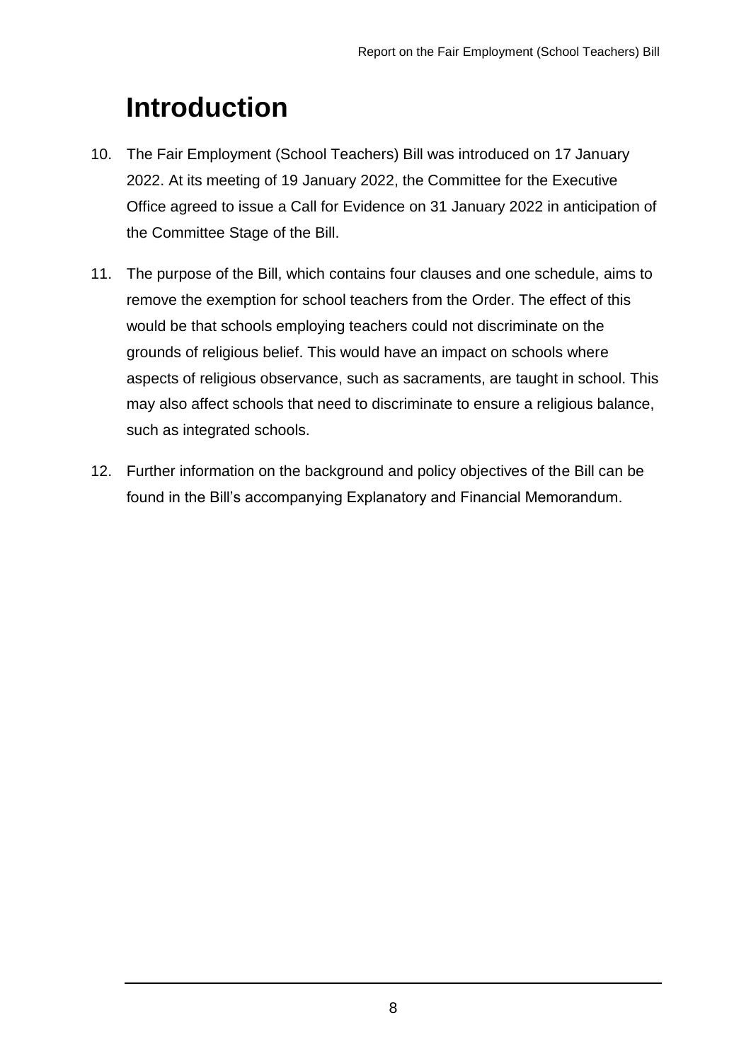# Introduction

10. The Fair Employment (School Teachers) Bill was introduced on 17 January 2022. At its meeting of 19 January 2022, the Committee for the Executive Office agreed to issue a Call for Evidence on 31 January 2022 in anticipation of the Committee Stage of the Bill.

11. The purpose of the Bill, which contains four clauses and one schedule, aims to remove the exemption for school teachers from the Order. The effect of this would be that schools employing teachers could not discriminate on the grounds of religious belief. This would have an impact on schools where aspects of religious observance, such as sacraments, are taught in school. This may also affect schools that need to discriminate to ensure a religious balance, such as integrated schools.

12. Further information on the background and policy objectives of the Bill can be found in the Bill's accompanying Explanatory and Financial Memorandum.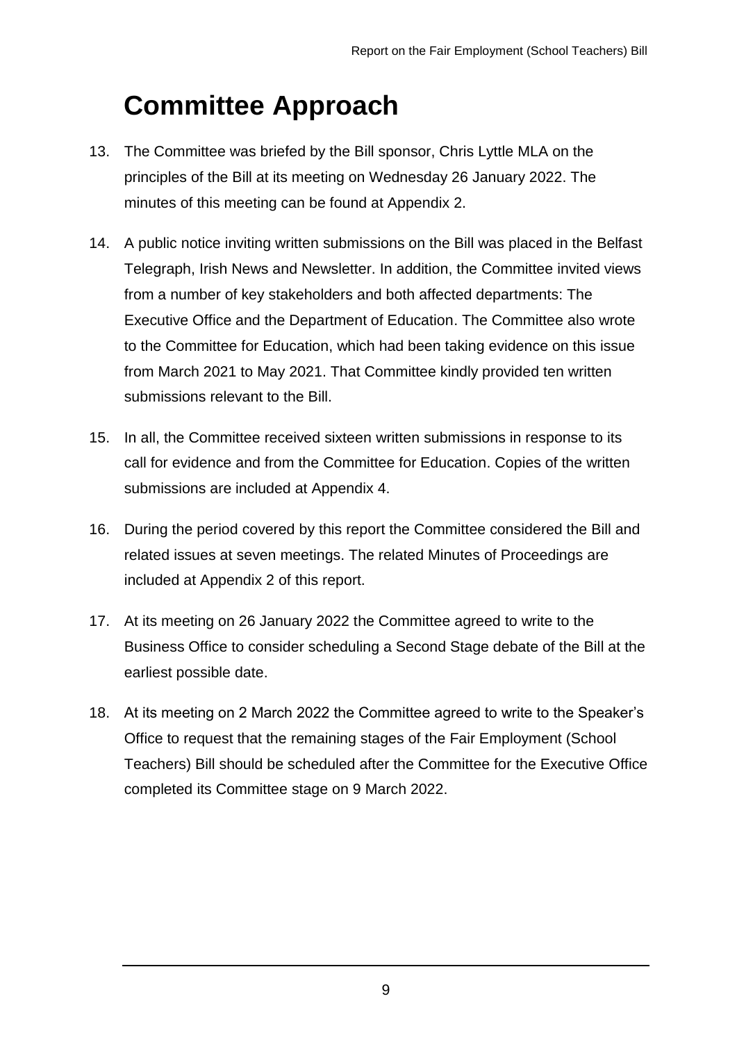# Committee Approach

13. The Committee was briefed by the Bill sponsor, Chris Lyttle MLA on the principles of the Bill at its meeting on Wednesday 26 January 2022. The minutes of this meeting can be found at Appendix 2.

14. A public notice inviting written submissions on the Bill was placed in the Belfast Telegraph, Irish News and Newsletter. In addition, the Committee invited views from a number of key stakeholders and both affected departments: The Executive Office and the Department of Education. The Committee also wrote to the Committee for Education, which had been taking evidence on this issue from March 2021 to May 2021. That Committee kindly provided ten written submissions relevant to the Bill.

15. In all, the Committee received sixteen written submissions in response to its call for evidence and from the Committee for Education. Copies of the written submissions are included at Appendix 4.

16. During the period covered by this report the Committee considered the Bill and related issues at seven meetings. The related Minutes of Proceedings are included at Appendix 2 of this report.

17. At its meeting on 26 January 2022 the Committee agreed to write to the Business Office to consider scheduling a Second Stage debate of the Bill at the earliest possible date.

18. At its meeting on 2 March 2022 the Committee agreed to write to the Speaker's Office to request that the remaining stages of the Fair Employment (School Teachers) Bill should be scheduled after the Committee for the Executive Office completed its Committee stage on 9 March 2022.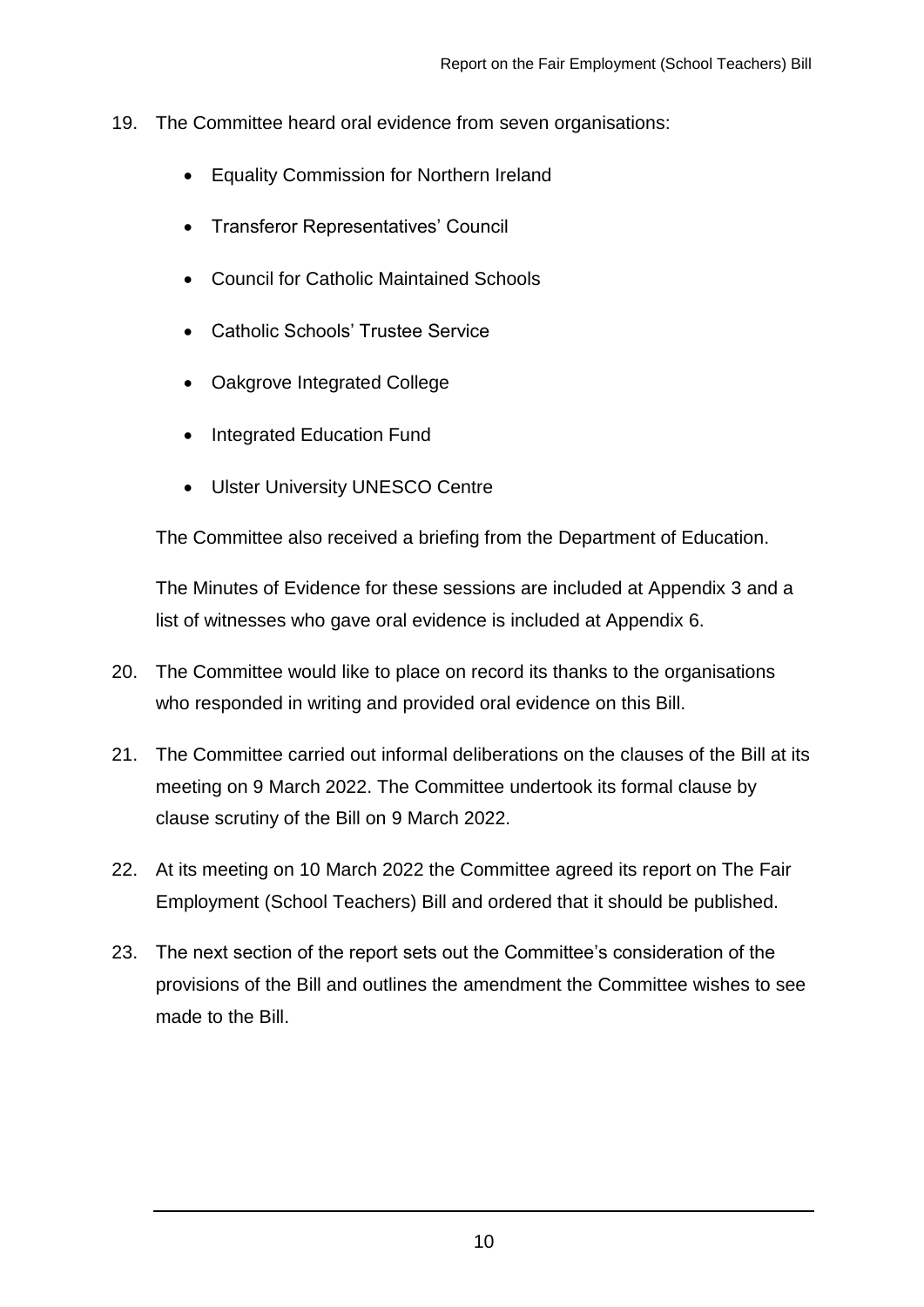19. The Committee heard oral evidence from seven organisations:

    - Equality Commission for Northern Ireland
    - Transferor Representatives' Council
    - Council for Catholic Maintained Schools
    - Catholic Schools' Trustee Service
    - Oakgrove Integrated College
    - Integrated Education Fund
    - Ulster University UNESCO Centre

    The Committee also received a briefing from the Department of Education.

    The Minutes of Evidence for these sessions are included at Appendix 3 and a list of witnesses who gave oral evidence is included at Appendix 6.

20. The Committee would like to place on record its thanks to the organisations who responded in writing and provided oral evidence on this Bill.

21. The Committee carried out informal deliberations on the clauses of the Bill at its meeting on 9 March 2022. The Committee undertook its formal clause by clause scrutiny of the Bill on 9 March 2022.

22. At its meeting on 10 March 2022 the Committee agreed its report on The Fair Employment (School Teachers) Bill and ordered that it should be published.

23. The next section of the report sets out the Committee's consideration of the provisions of the Bill and outlines the amendment the Committee wishes to see made to the Bill.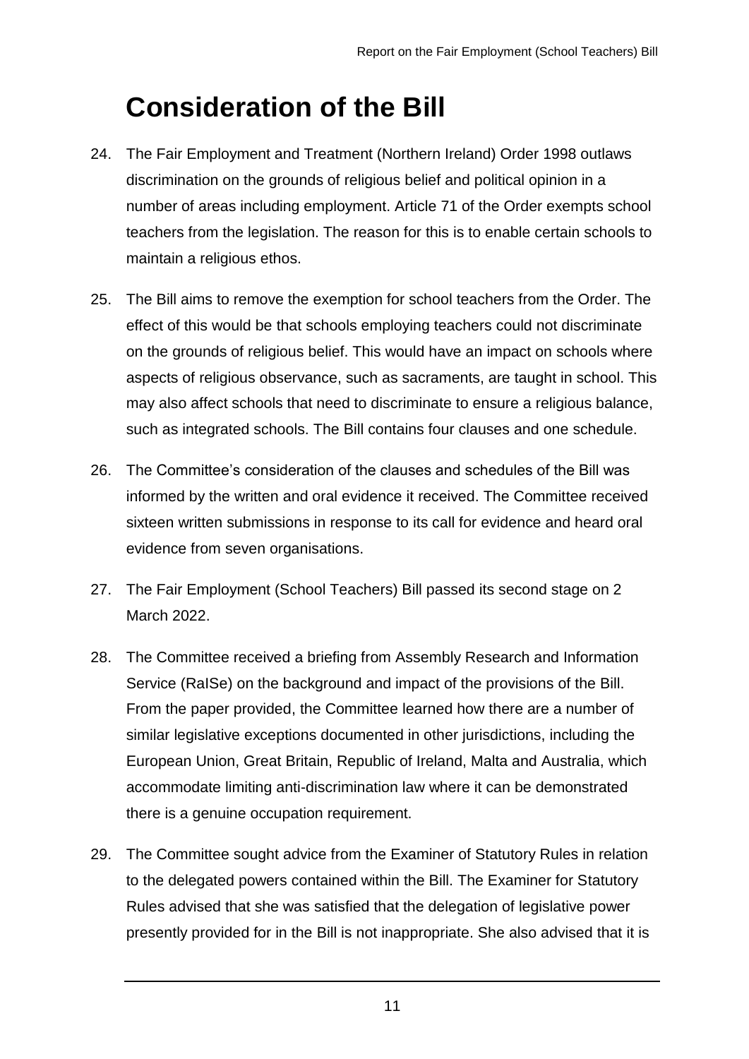# Consideration of the Bill

24. The Fair Employment and Treatment (Northern Ireland) Order 1998 outlaws discrimination on the grounds of religious belief and political opinion in a number of areas including employment. Article 71 of the Order exempts school teachers from the legislation. The reason for this is to enable certain schools to maintain a religious ethos.

25. The Bill aims to remove the exemption for school teachers from the Order. The effect of this would be that schools employing teachers could not discriminate on the grounds of religious belief. This would have an impact on schools where aspects of religious observance, such as sacraments, are taught in school. This may also affect schools that need to discriminate to ensure a religious balance, such as integrated schools. The Bill contains four clauses and one schedule.

26. The Committee's consideration of the clauses and schedules of the Bill was informed by the written and oral evidence it received. The Committee received sixteen written submissions in response to its call for evidence and heard oral evidence from seven organisations.

27. The Fair Employment (School Teachers) Bill passed its second stage on 2 March 2022.

28. The Committee received a briefing from Assembly Research and Information Service (RaISe) on the background and impact of the provisions of the Bill. From the paper provided, the Committee learned how there are a number of similar legislative exceptions documented in other jurisdictions, including the European Union, Great Britain, Republic of Ireland, Malta and Australia, which accommodate limiting anti-discrimination law where it can be demonstrated there is a genuine occupation requirement.

29. The Committee sought advice from the Examiner of Statutory Rules in relation to the delegated powers contained within the Bill. The Examiner for Statutory Rules advised that she was satisfied that the delegation of legislative power presently provided for in the Bill is not inappropriate. She also advised that it is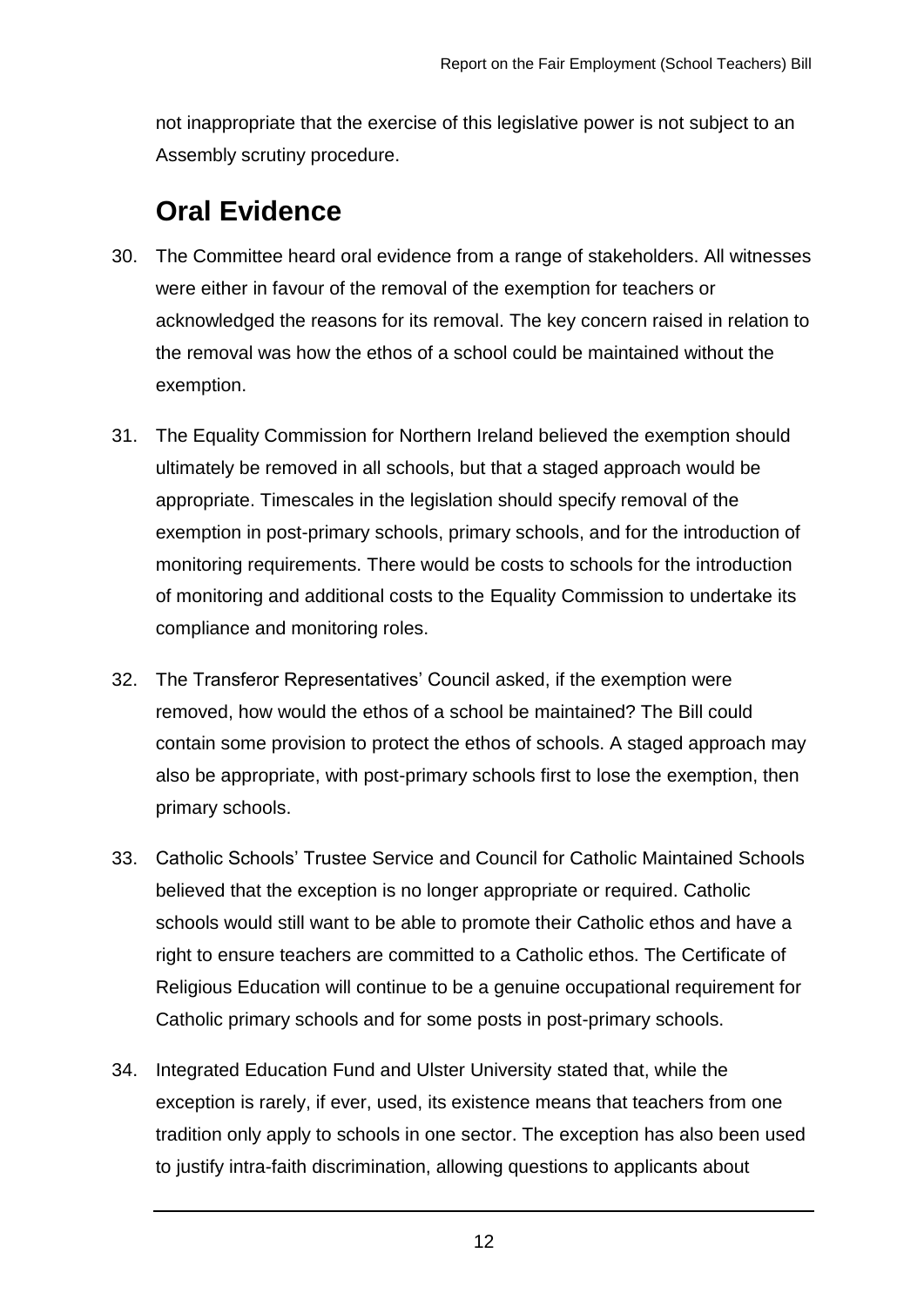not inappropriate that the exercise of this legislative power is not subject to an Assembly scrutiny procedure.

## Oral Evidence

30. The Committee heard oral evidence from a range of stakeholders. All witnesses were either in favour of the removal of the exemption for teachers or acknowledged the reasons for its removal. The key concern raised in relation to the removal was how the ethos of a school could be maintained without the exemption.

31. The Equality Commission for Northern Ireland believed the exemption should ultimately be removed in all schools, but that a staged approach would be appropriate. Timescales in the legislation should specify removal of the exemption in post-primary schools, primary schools, and for the introduction of monitoring requirements. There would be costs to schools for the introduction of monitoring and additional costs to the Equality Commission to undertake its compliance and monitoring roles.

32. The Transferor Representatives' Council asked, if the exemption were removed, how would the ethos of a school be maintained? The Bill could contain some provision to protect the ethos of schools. A staged approach may also be appropriate, with post-primary schools first to lose the exemption, then primary schools.

33. Catholic Schools' Trustee Service and Council for Catholic Maintained Schools believed that the exception is no longer appropriate or required. Catholic schools would still want to be able to promote their Catholic ethos and have a right to ensure teachers are committed to a Catholic ethos. The Certificate of Religious Education will continue to be a genuine occupational requirement for Catholic primary schools and for some posts in post-primary schools.

34. Integrated Education Fund and Ulster University stated that, while the exception is rarely, if ever, used, its existence means that teachers from one tradition only apply to schools in one sector. The exception has also been used to justify intra-faith discrimination, allowing questions to applicants about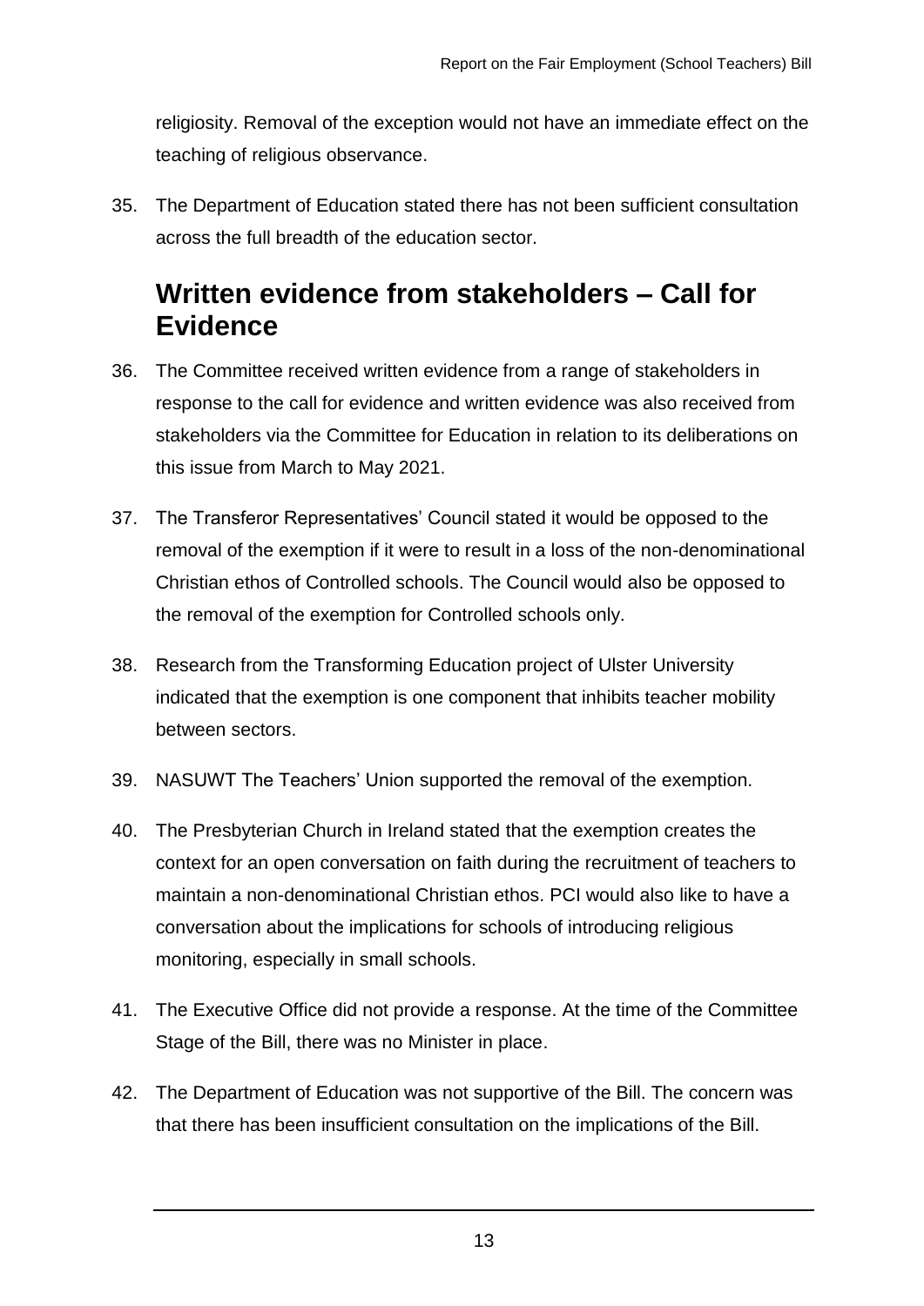religiosity. Removal of the exception would not have an immediate effect on the teaching of religious observance.

35. The Department of Education stated there has not been sufficient consultation across the full breadth of the education sector.

## Written evidence from stakeholders – Call for Evidence

36. The Committee received written evidence from a range of stakeholders in response to the call for evidence and written evidence was also received from stakeholders via the Committee for Education in relation to its deliberations on this issue from March to May 2021.

37. The Transferor Representatives' Council stated it would be opposed to the removal of the exemption if it were to result in a loss of the non-denominational Christian ethos of Controlled schools. The Council would also be opposed to the removal of the exemption for Controlled schools only.

38. Research from the Transforming Education project of Ulster University indicated that the exemption is one component that inhibits teacher mobility between sectors.

39. NASUWT The Teachers' Union supported the removal of the exemption.

40. The Presbyterian Church in Ireland stated that the exemption creates the context for an open conversation on faith during the recruitment of teachers to maintain a non-denominational Christian ethos. PCI would also like to have a conversation about the implications for schools of introducing religious monitoring, especially in small schools.

41. The Executive Office did not provide a response. At the time of the Committee Stage of the Bill, there was no Minister in place.

42. The Department of Education was not supportive of the Bill. The concern was that there has been insufficient consultation on the implications of the Bill.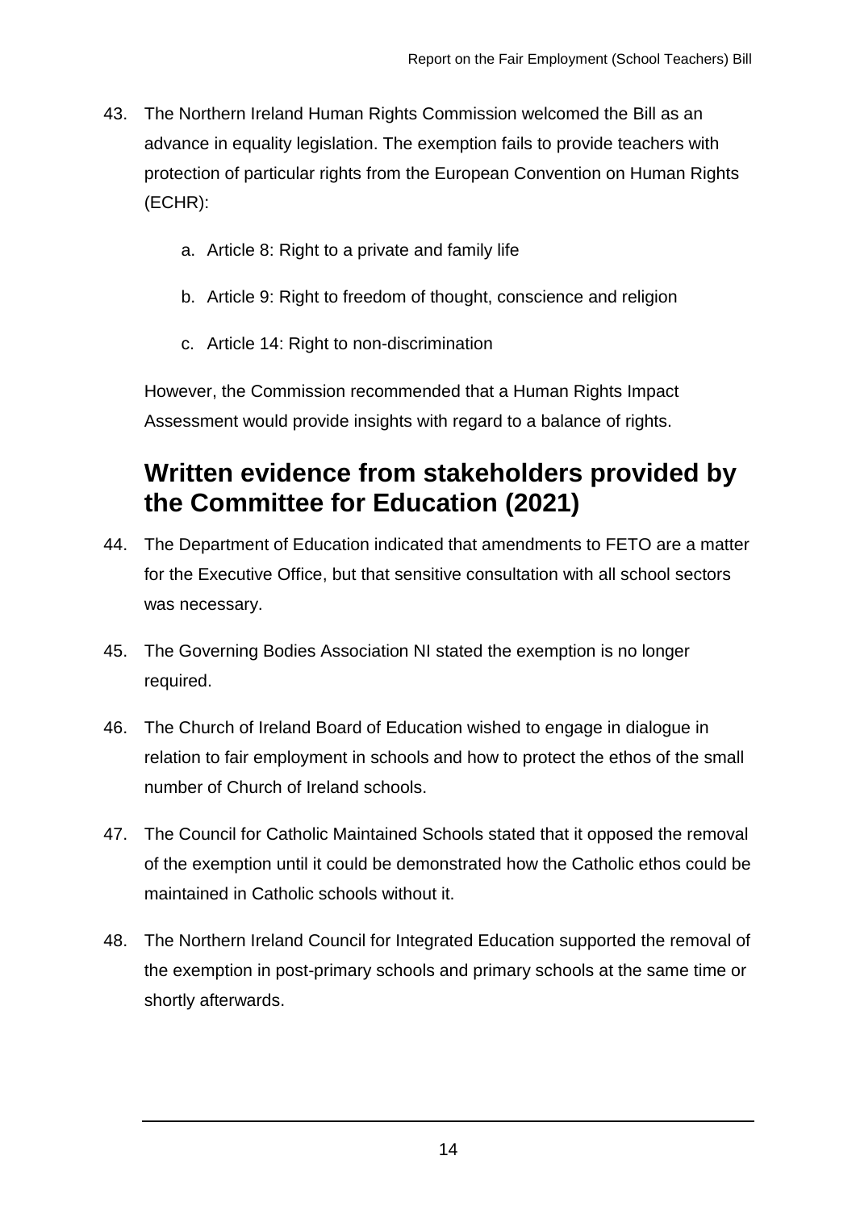43. The Northern Ireland Human Rights Commission welcomed the Bill as an advance in equality legislation. The exemption fails to provide teachers with protection of particular rights from the European Convention on Human Rights (ECHR):

    a. Article 8: Right to a private and family life

    b. Article 9: Right to freedom of thought, conscience and religion

    c. Article 14: Right to non-discrimination

    However, the Commission recommended that a Human Rights Impact Assessment would provide insights with regard to a balance of rights.

## Written evidence from stakeholders provided by the Committee for Education (2021)

44. The Department of Education indicated that amendments to FETO are a matter for the Executive Office, but that sensitive consultation with all school sectors was necessary.

45. The Governing Bodies Association NI stated the exemption is no longer required.

46. The Church of Ireland Board of Education wished to engage in dialogue in relation to fair employment in schools and how to protect the ethos of the small number of Church of Ireland schools.

47. The Council for Catholic Maintained Schools stated that it opposed the removal of the exemption until it could be demonstrated how the Catholic ethos could be maintained in Catholic schools without it.

48. The Northern Ireland Council for Integrated Education supported the removal of the exemption in post-primary schools and primary schools at the same time or shortly afterwards.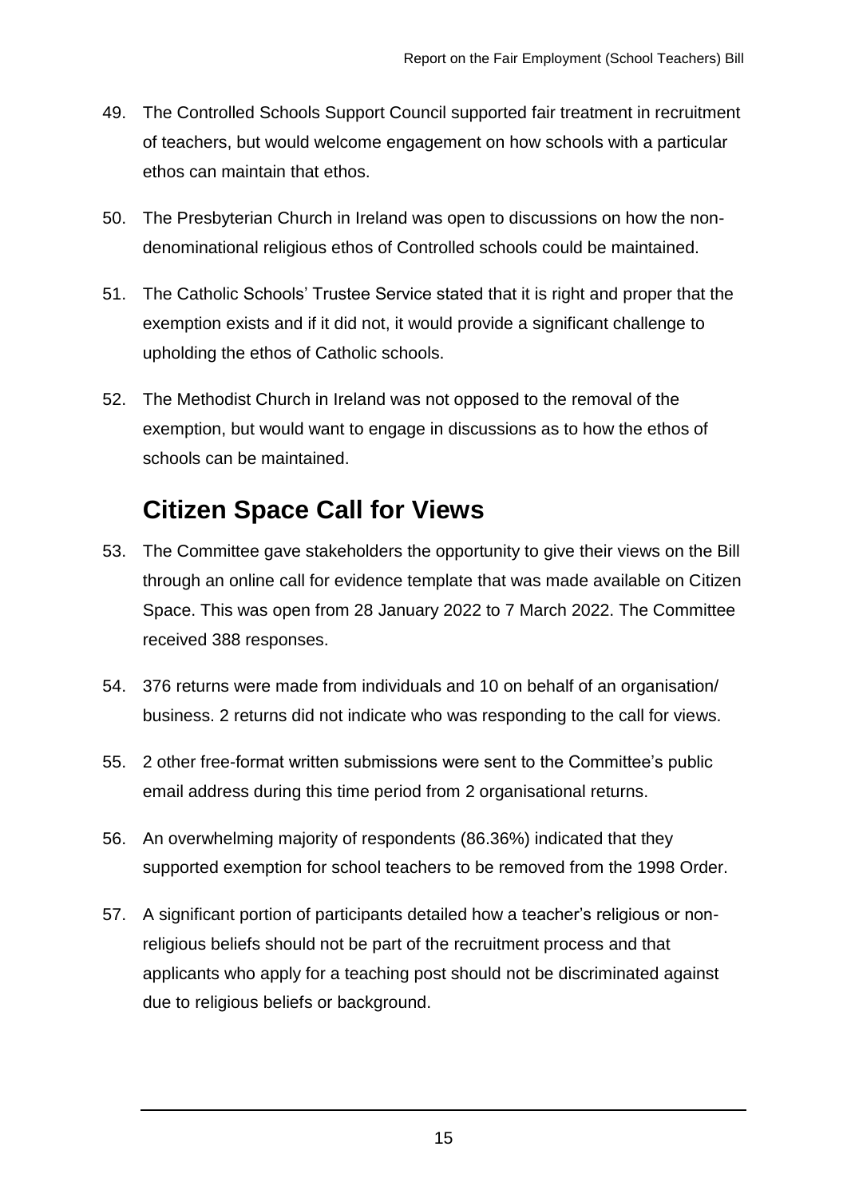49. The Controlled Schools Support Council supported fair treatment in recruitment of teachers, but would welcome engagement on how schools with a particular ethos can maintain that ethos.

50. The Presbyterian Church in Ireland was open to discussions on how the non-denominational religious ethos of Controlled schools could be maintained.

51. The Catholic Schools' Trustee Service stated that it is right and proper that the exemption exists and if it did not, it would provide a significant challenge to upholding the ethos of Catholic schools.

52. The Methodist Church in Ireland was not opposed to the removal of the exemption, but would want to engage in discussions as to how the ethos of schools can be maintained.

## Citizen Space Call for Views

53. The Committee gave stakeholders the opportunity to give their views on the Bill through an online call for evidence template that was made available on Citizen Space. This was open from 28 January 2022 to 7 March 2022. The Committee received 388 responses.

54. 376 returns were made from individuals and 10 on behalf of an organisation/ business. 2 returns did not indicate who was responding to the call for views.

55. 2 other free-format written submissions were sent to the Committee's public email address during this time period from 2 organisational returns.

56. An overwhelming majority of respondents (86.36%) indicated that they supported exemption for school teachers to be removed from the 1998 Order.

57. A significant portion of participants detailed how a teacher's religious or non-religious beliefs should not be part of the recruitment process and that applicants who apply for a teaching post should not be discriminated against due to religious beliefs or background.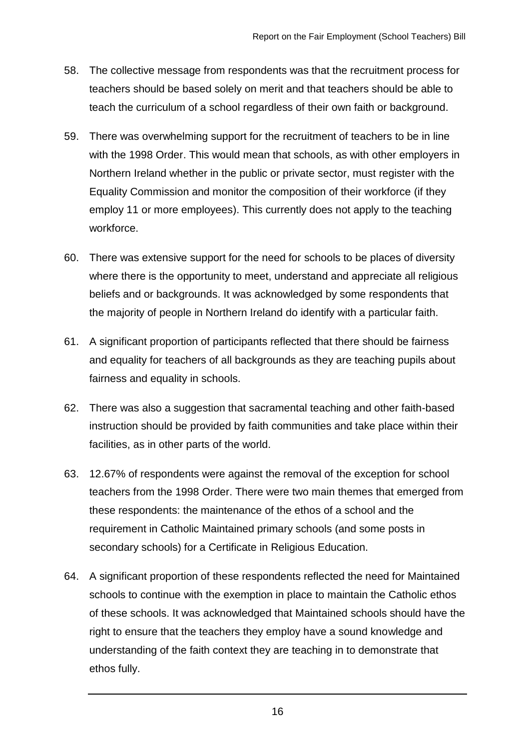58. The collective message from respondents was that the recruitment process for teachers should be based solely on merit and that teachers should be able to teach the curriculum of a school regardless of their own faith or background.

59. There was overwhelming support for the recruitment of teachers to be in line with the 1998 Order. This would mean that schools, as with other employers in Northern Ireland whether in the public or private sector, must register with the Equality Commission and monitor the composition of their workforce (if they employ 11 or more employees). This currently does not apply to the teaching workforce.

60. There was extensive support for the need for schools to be places of diversity where there is the opportunity to meet, understand and appreciate all religious beliefs and or backgrounds. It was acknowledged by some respondents that the majority of people in Northern Ireland do identify with a particular faith.

61. A significant proportion of participants reflected that there should be fairness and equality for teachers of all backgrounds as they are teaching pupils about fairness and equality in schools.

62. There was also a suggestion that sacramental teaching and other faith-based instruction should be provided by faith communities and take place within their facilities, as in other parts of the world.

63. 12.67% of respondents were against the removal of the exception for school teachers from the 1998 Order. There were two main themes that emerged from these respondents: the maintenance of the ethos of a school and the requirement in Catholic Maintained primary schools (and some posts in secondary schools) for a Certificate in Religious Education.

64. A significant proportion of these respondents reflected the need for Maintained schools to continue with the exemption in place to maintain the Catholic ethos of these schools. It was acknowledged that Maintained schools should have the right to ensure that the teachers they employ have a sound knowledge and understanding of the faith context they are teaching in to demonstrate that ethos fully.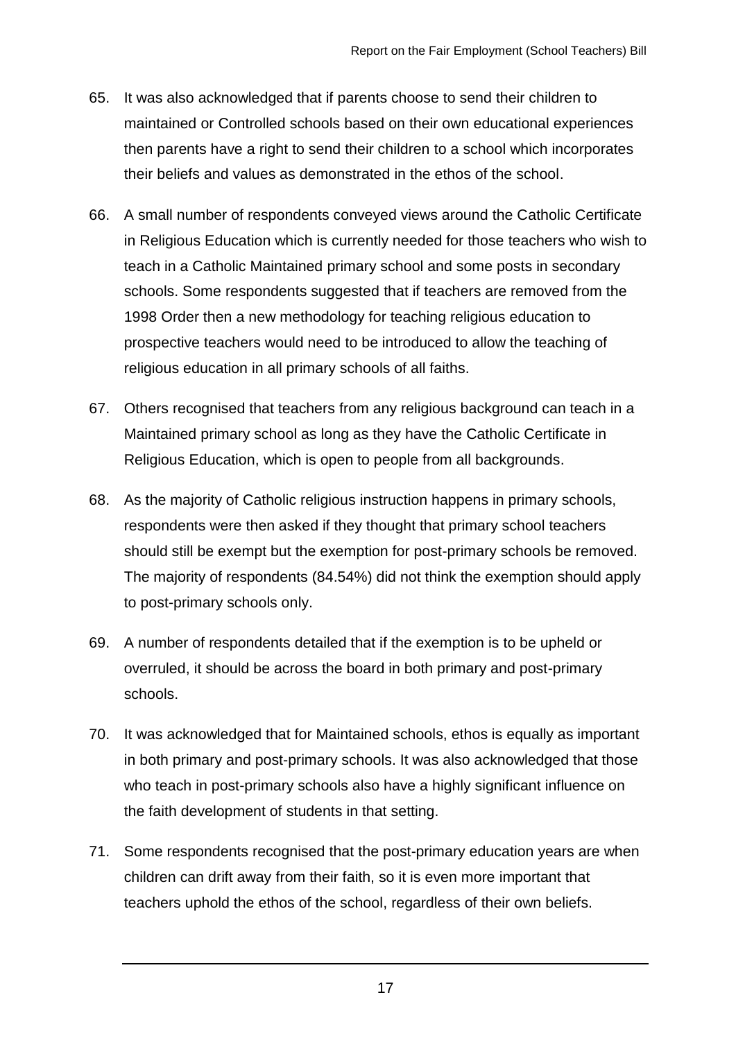65. It was also acknowledged that if parents choose to send their children to maintained or Controlled schools based on their own educational experiences then parents have a right to send their children to a school which incorporates their beliefs and values as demonstrated in the ethos of the school.

66. A small number of respondents conveyed views around the Catholic Certificate in Religious Education which is currently needed for those teachers who wish to teach in a Catholic Maintained primary school and some posts in secondary schools. Some respondents suggested that if teachers are removed from the 1998 Order then a new methodology for teaching religious education to prospective teachers would need to be introduced to allow the teaching of religious education in all primary schools of all faiths.

67. Others recognised that teachers from any religious background can teach in a Maintained primary school as long as they have the Catholic Certificate in Religious Education, which is open to people from all backgrounds.

68. As the majority of Catholic religious instruction happens in primary schools, respondents were then asked if they thought that primary school teachers should still be exempt but the exemption for post-primary schools be removed. The majority of respondents (84.54%) did not think the exemption should apply to post-primary schools only.

69. A number of respondents detailed that if the exemption is to be upheld or overruled, it should be across the board in both primary and post-primary schools.

70. It was acknowledged that for Maintained schools, ethos is equally as important in both primary and post-primary schools. It was also acknowledged that those who teach in post-primary schools also have a highly significant influence on the faith development of students in that setting.

71. Some respondents recognised that the post-primary education years are when children can drift away from their faith, so it is even more important that teachers uphold the ethos of the school, regardless of their own beliefs.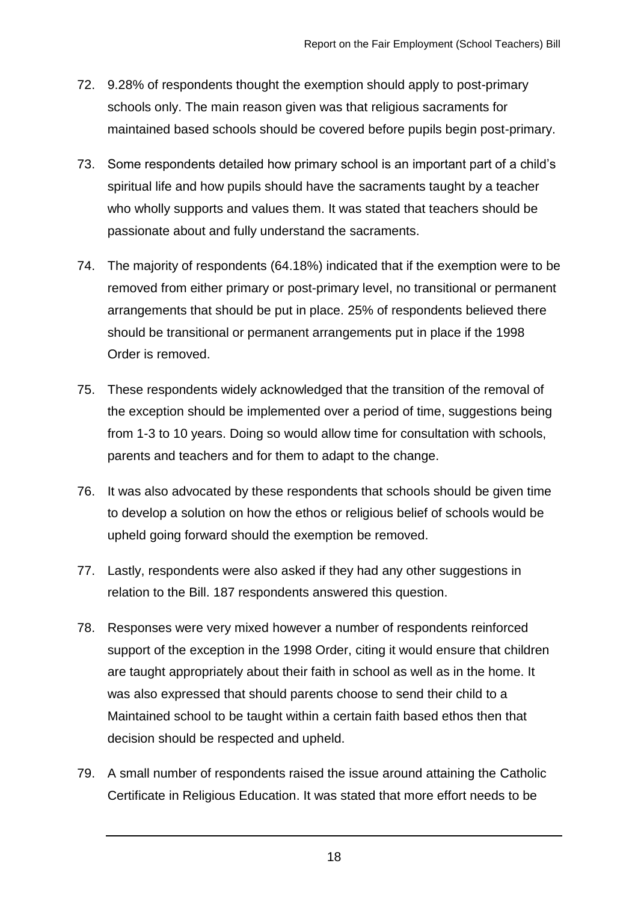72. 9.28% of respondents thought the exemption should apply to post-primary schools only. The main reason given was that religious sacraments for maintained based schools should be covered before pupils begin post-primary.

73. Some respondents detailed how primary school is an important part of a child's spiritual life and how pupils should have the sacraments taught by a teacher who wholly supports and values them. It was stated that teachers should be passionate about and fully understand the sacraments.

74. The majority of respondents (64.18%) indicated that if the exemption were to be removed from either primary or post-primary level, no transitional or permanent arrangements that should be put in place. 25% of respondents believed there should be transitional or permanent arrangements put in place if the 1998 Order is removed.

75. These respondents widely acknowledged that the transition of the removal of the exception should be implemented over a period of time, suggestions being from 1-3 to 10 years. Doing so would allow time for consultation with schools, parents and teachers and for them to adapt to the change.

76. It was also advocated by these respondents that schools should be given time to develop a solution on how the ethos or religious belief of schools would be upheld going forward should the exemption be removed.

77. Lastly, respondents were also asked if they had any other suggestions in relation to the Bill. 187 respondents answered this question.

78. Responses were very mixed however a number of respondents reinforced support of the exception in the 1998 Order, citing it would ensure that children are taught appropriately about their faith in school as well as in the home. It was also expressed that should parents choose to send their child to a Maintained school to be taught within a certain faith based ethos then that decision should be respected and upheld.

79. A small number of respondents raised the issue around attaining the Catholic Certificate in Religious Education. It was stated that more effort needs to be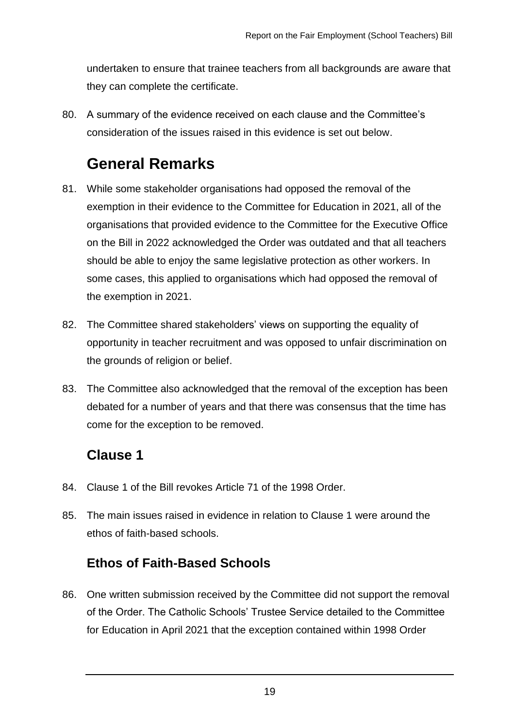undertaken to ensure that trainee teachers from all backgrounds are aware that they can complete the certificate.

80. A summary of the evidence received on each clause and the Committee's consideration of the issues raised in this evidence is set out below.

## General Remarks

81. While some stakeholder organisations had opposed the removal of the exemption in their evidence to the Committee for Education in 2021, all of the organisations that provided evidence to the Committee for the Executive Office on the Bill in 2022 acknowledged the Order was outdated and that all teachers should be able to enjoy the same legislative protection as other workers. In some cases, this applied to organisations which had opposed the removal of the exemption in 2021.

82. The Committee shared stakeholders' views on supporting the equality of opportunity in teacher recruitment and was opposed to unfair discrimination on the grounds of religion or belief.

83. The Committee also acknowledged that the removal of the exception has been debated for a number of years and that there was consensus that the time has come for the exception to be removed.

### Clause 1

84. Clause 1 of the Bill revokes Article 71 of the 1998 Order.

85. The main issues raised in evidence in relation to Clause 1 were around the ethos of faith-based schools.

### Ethos of Faith-Based Schools

86. One written submission received by the Committee did not support the removal of the Order. The Catholic Schools' Trustee Service detailed to the Committee for Education in April 2021 that the exception contained within 1998 Order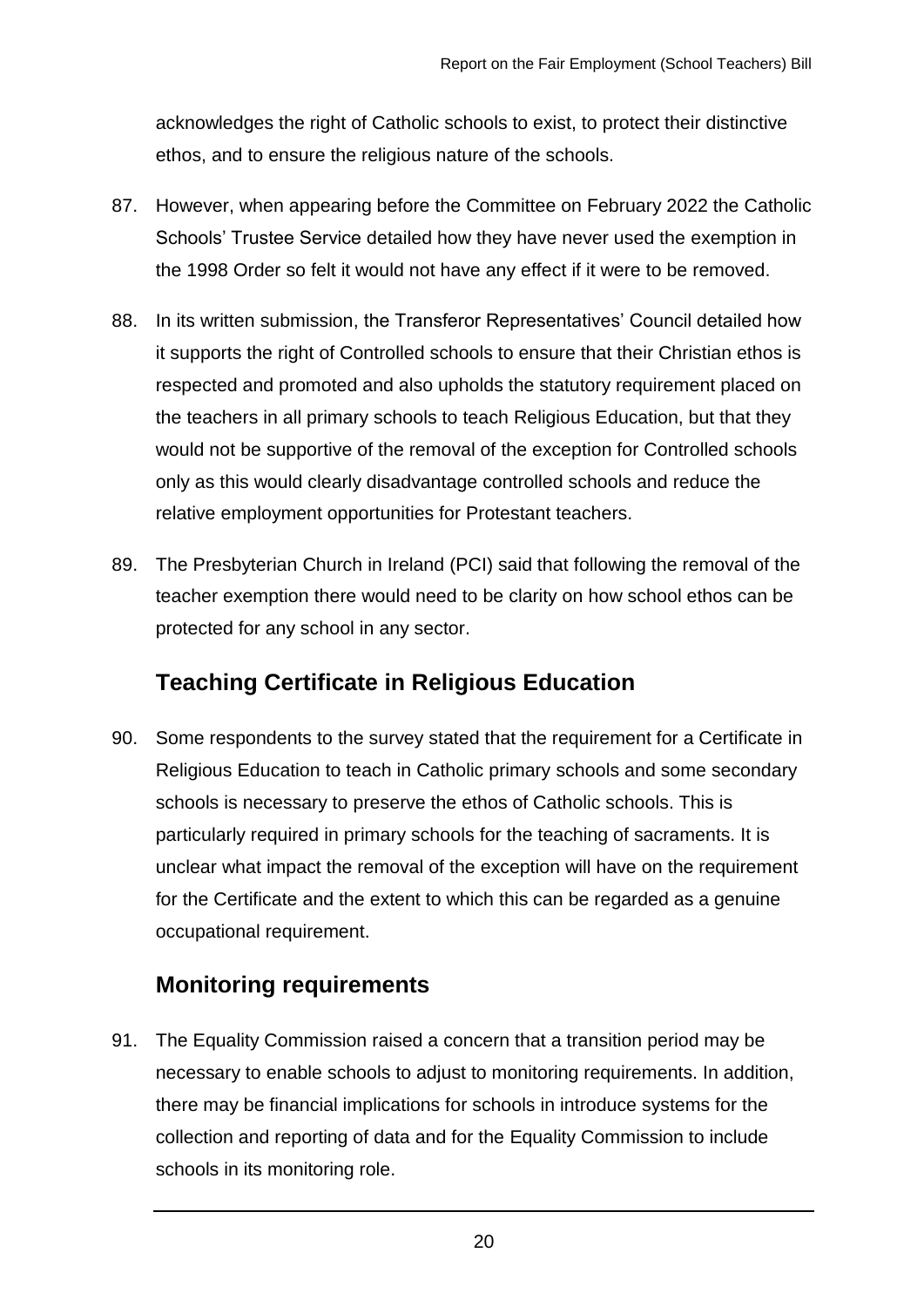acknowledges the right of Catholic schools to exist, to protect their distinctive ethos, and to ensure the religious nature of the schools.

87. However, when appearing before the Committee on February 2022 the Catholic Schools' Trustee Service detailed how they have never used the exemption in the 1998 Order so felt it would not have any effect if it were to be removed.

88. In its written submission, the Transferor Representatives' Council detailed how it supports the right of Controlled schools to ensure that their Christian ethos is respected and promoted and also upholds the statutory requirement placed on the teachers in all primary schools to teach Religious Education, but that they would not be supportive of the removal of the exception for Controlled schools only as this would clearly disadvantage controlled schools and reduce the relative employment opportunities for Protestant teachers.

89. The Presbyterian Church in Ireland (PCI) said that following the removal of the teacher exemption there would need to be clarity on how school ethos can be protected for any school in any sector.

## Teaching Certificate in Religious Education

90. Some respondents to the survey stated that the requirement for a Certificate in Religious Education to teach in Catholic primary schools and some secondary schools is necessary to preserve the ethos of Catholic schools. This is particularly required in primary schools for the teaching of sacraments. It is unclear what impact the removal of the exception will have on the requirement for the Certificate and the extent to which this can be regarded as a genuine occupational requirement.

## Monitoring requirements

91. The Equality Commission raised a concern that a transition period may be necessary to enable schools to adjust to monitoring requirements. In addition, there may be financial implications for schools in introduce systems for the collection and reporting of data and for the Equality Commission to include schools in its monitoring role.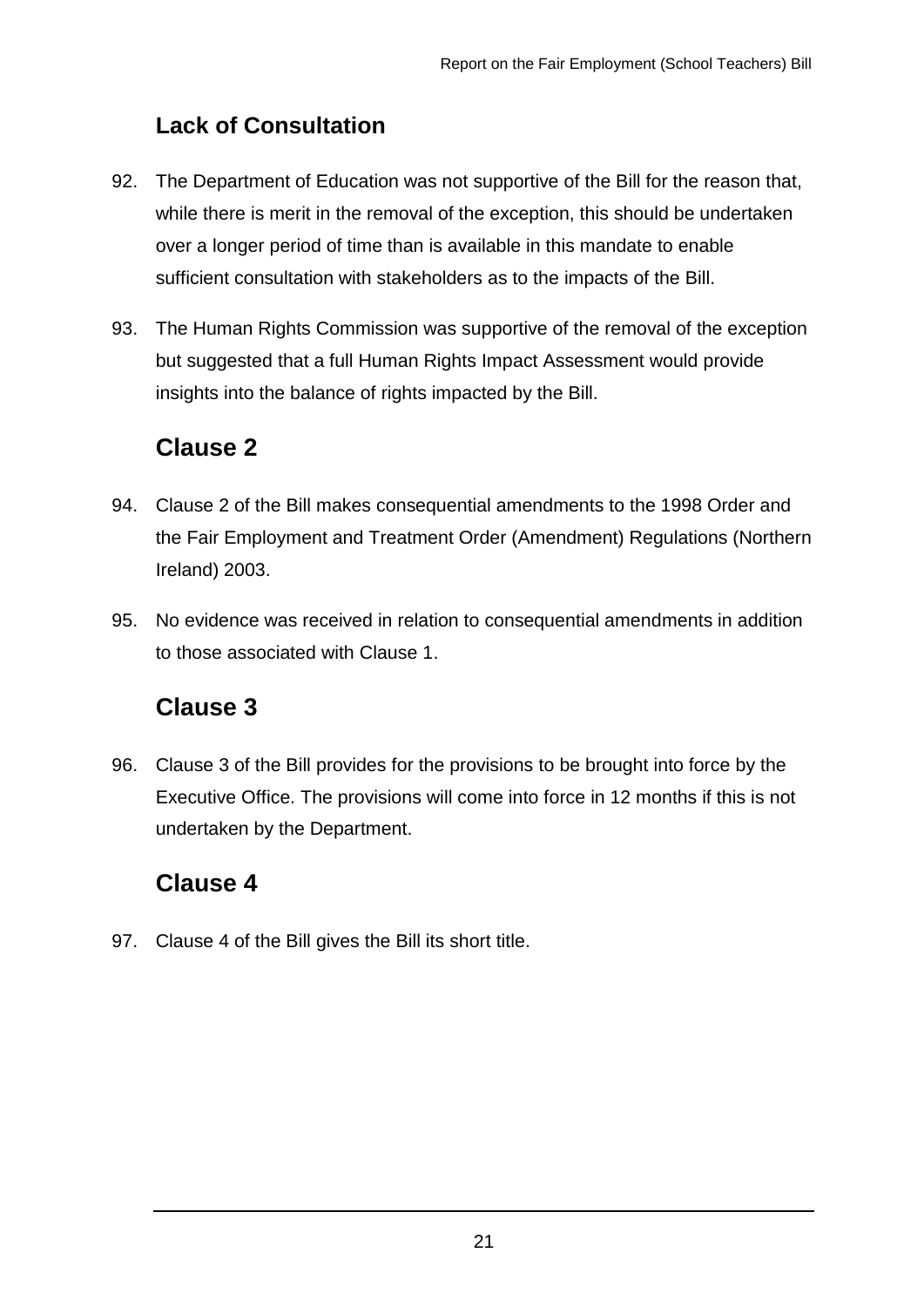## Lack of Consultation

92. The Department of Education was not supportive of the Bill for the reason that, while there is merit in the removal of the exception, this should be undertaken over a longer period of time than is available in this mandate to enable sufficient consultation with stakeholders as to the impacts of the Bill.

93. The Human Rights Commission was supportive of the removal of the exception but suggested that a full Human Rights Impact Assessment would provide insights into the balance of rights impacted by the Bill.

## Clause 2

94. Clause 2 of the Bill makes consequential amendments to the 1998 Order and the Fair Employment and Treatment Order (Amendment) Regulations (Northern Ireland) 2003.

95. No evidence was received in relation to consequential amendments in addition to those associated with Clause 1.

## Clause 3

96. Clause 3 of the Bill provides for the provisions to be brought into force by the Executive Office. The provisions will come into force in 12 months if this is not undertaken by the Department.

## Clause 4

97. Clause 4 of the Bill gives the Bill its short title.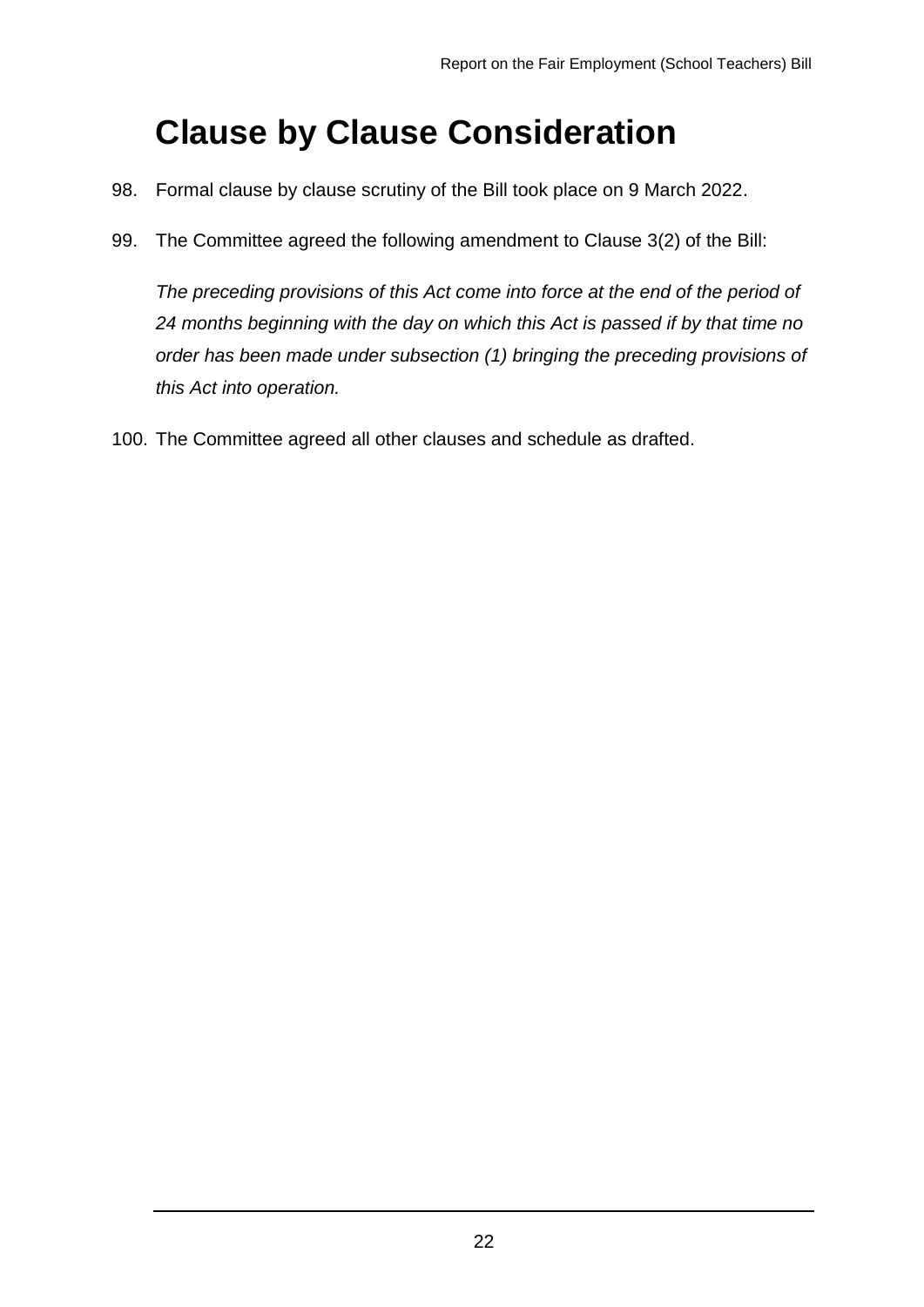# Clause by Clause Consideration

98. Formal clause by clause scrutiny of the Bill took place on 9 March 2022.

99. The Committee agreed the following amendment to Clause 3(2) of the Bill:

    *The preceding provisions of this Act come into force at the end of the period of 24 months beginning with the day on which this Act is passed if by that time no order has been made under subsection (1) bringing the preceding provisions of this Act into operation.*

100. The Committee agreed all other clauses and schedule as drafted.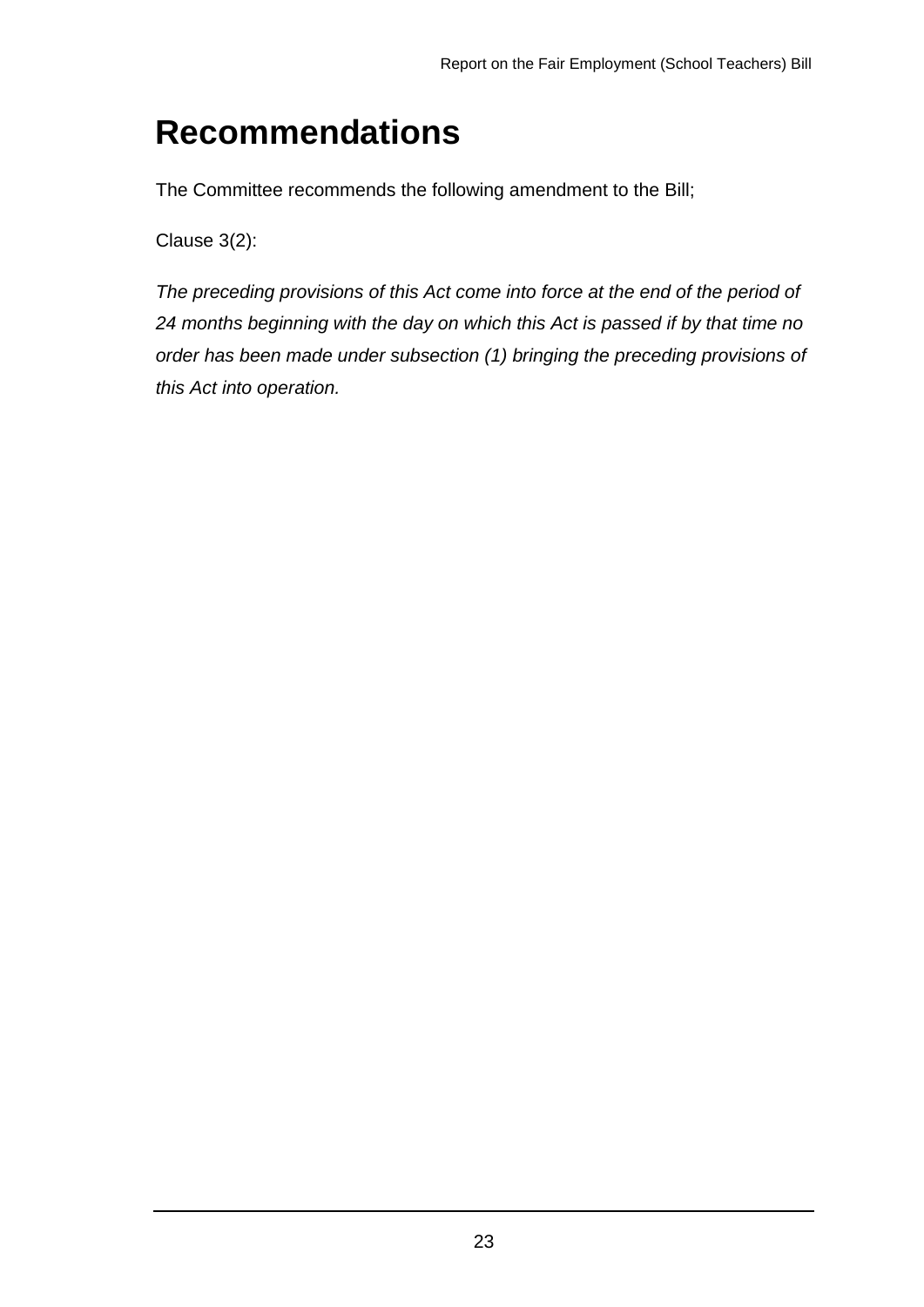# Recommendations

The Committee recommends the following amendment to the Bill;

Clause 3(2):

*The preceding provisions of this Act come into force at the end of the period of 24 months beginning with the day on which this Act is passed if by that time no order has been made under subsection (1) bringing the preceding provisions of this Act into operation.*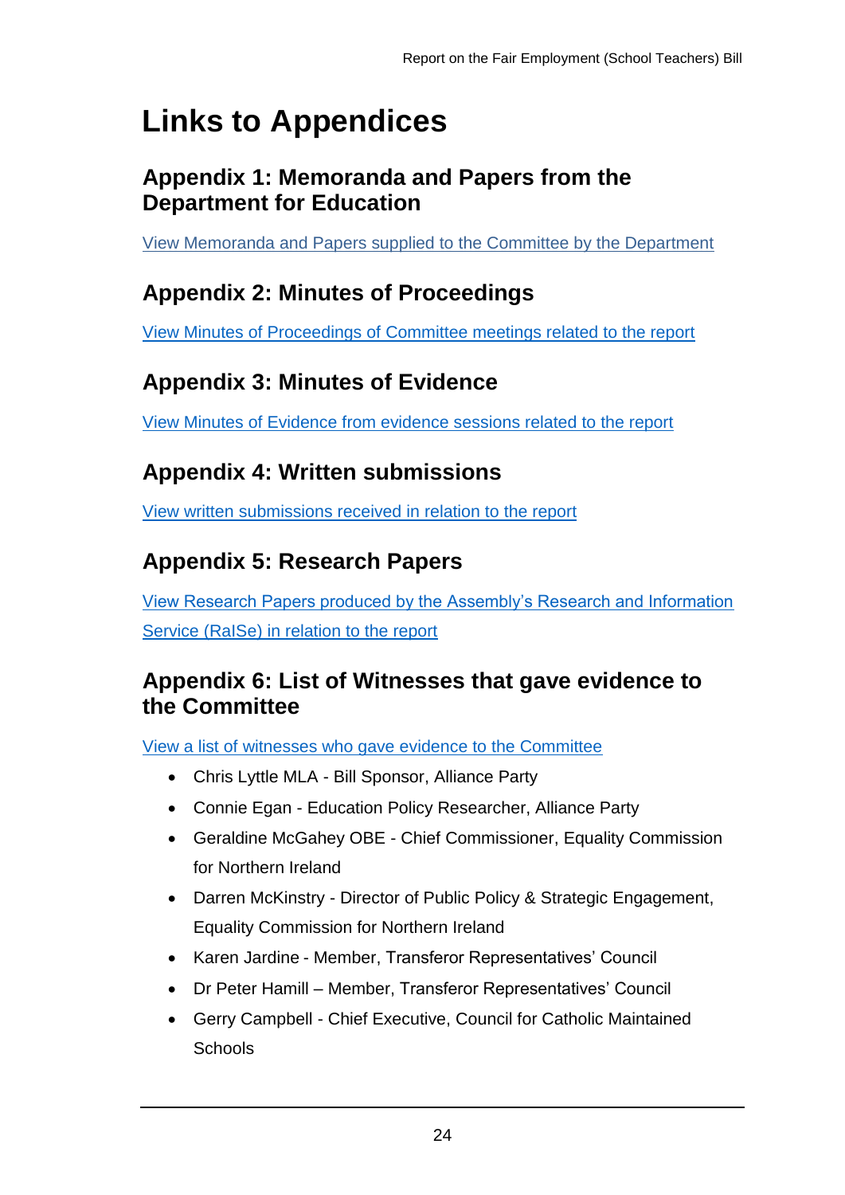# Links to Appendices

## Appendix 1: Memoranda and Papers from the Department for Education

View Memoranda and Papers supplied to the Committee by the Department

## Appendix 2: Minutes of Proceedings

View Minutes of Proceedings of Committee meetings related to the report

## Appendix 3: Minutes of Evidence

View Minutes of Evidence from evidence sessions related to the report

## Appendix 4: Written submissions

View written submissions received in relation to the report

## Appendix 5: Research Papers

View Research Papers produced by the Assembly's Research and Information Service (RaISe) in relation to the report

## Appendix 6: List of Witnesses that gave evidence to the Committee

View a list of witnesses who gave evidence to the Committee

- Chris Lyttle MLA - Bill Sponsor, Alliance Party
- Connie Egan - Education Policy Researcher, Alliance Party
- Geraldine McGahey OBE - Chief Commissioner, Equality Commission for Northern Ireland
- Darren McKinstry - Director of Public Policy & Strategic Engagement, Equality Commission for Northern Ireland
- Karen Jardine - Member, Transferor Representatives' Council
- Dr Peter Hamill – Member, Transferor Representatives' Council
- Gerry Campbell - Chief Executive, Council for Catholic Maintained Schools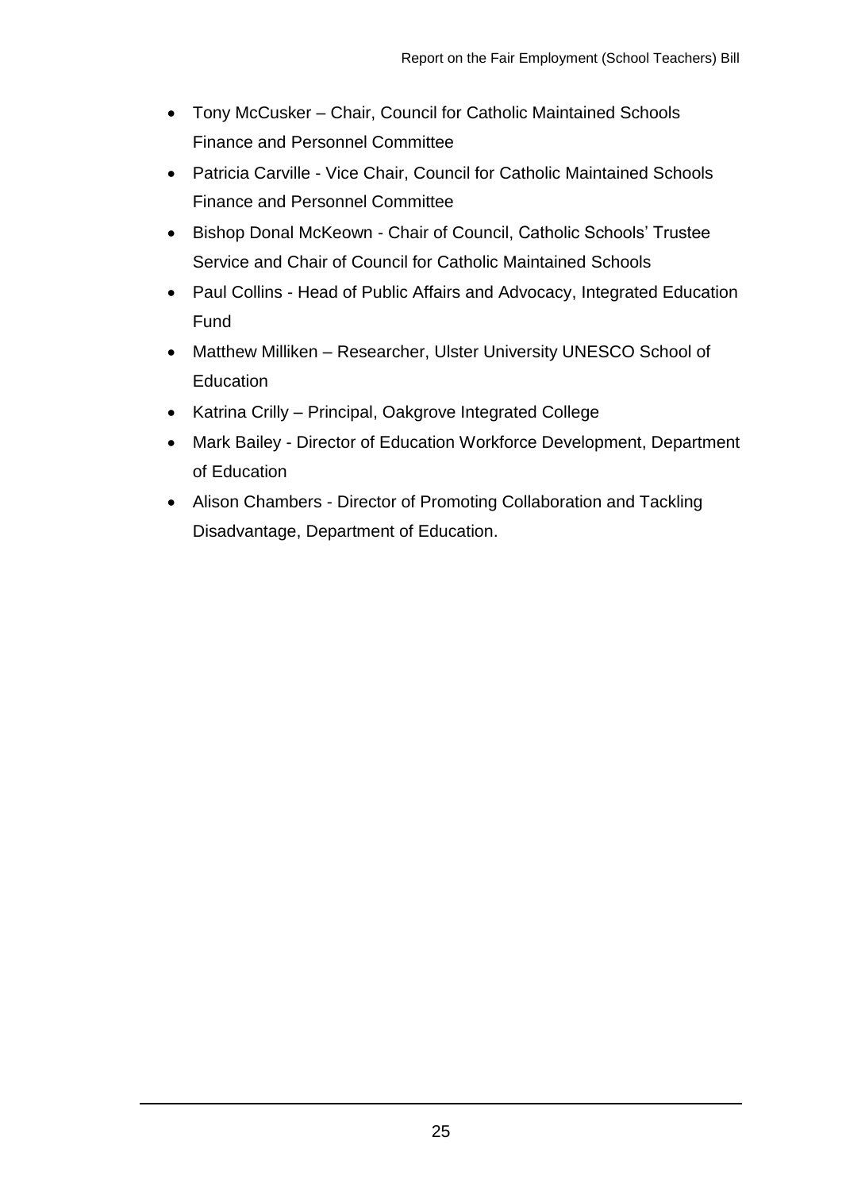- Tony McCusker – Chair, Council for Catholic Maintained Schools Finance and Personnel Committee
- Patricia Carville - Vice Chair, Council for Catholic Maintained Schools Finance and Personnel Committee
- Bishop Donal McKeown - Chair of Council, Catholic Schools' Trustee Service and Chair of Council for Catholic Maintained Schools
- Paul Collins - Head of Public Affairs and Advocacy, Integrated Education Fund
- Matthew Milliken – Researcher, Ulster University UNESCO School of Education
- Katrina Crilly – Principal, Oakgrove Integrated College
- Mark Bailey - Director of Education Workforce Development, Department of Education
- Alison Chambers - Director of Promoting Collaboration and Tackling Disadvantage, Department of Education.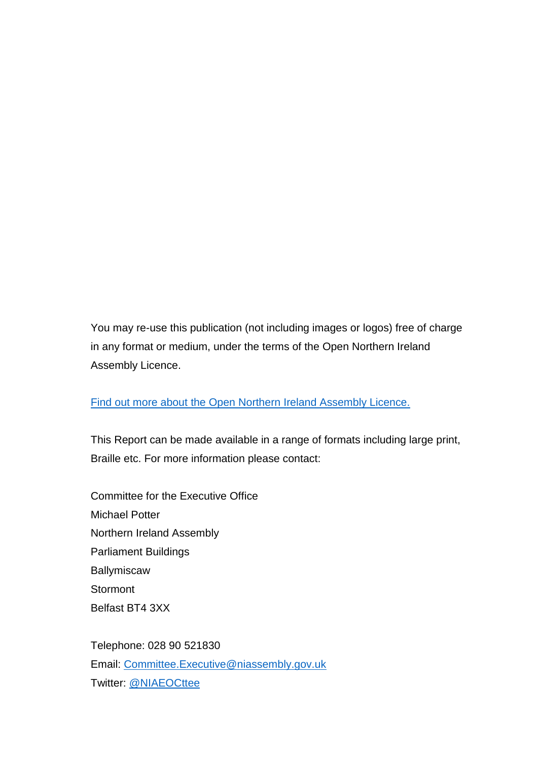You may re-use this publication (not including images or logos) free of charge in any format or medium, under the terms of the Open Northern Ireland Assembly Licence.

Find out more about the Open Northern Ireland Assembly Licence.

This Report can be made available in a range of formats including large print, Braille etc. For more information please contact:

Committee for the Executive Office
Michael Potter
Northern Ireland Assembly
Parliament Buildings
Ballymiscaw
Stormont
Belfast BT4 3XX

Telephone: 028 90 521830
Email: Committee.Executive@niassembly.gov.uk
Twitter: @NIAEOCttee